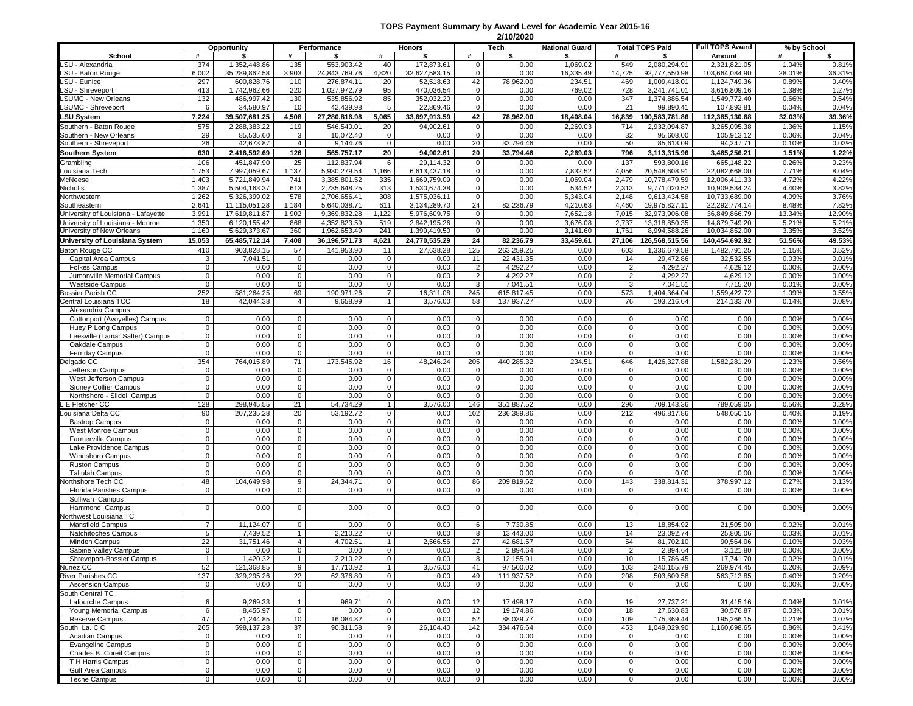**TOPS Payment Summary by Award Level for Academic Year 2015-16**

**2/10/2020**

| School | Opportunity # | Opportunity $ | Performance # | Performance $ | Honors # | Honors $ | Tech # | Tech $ | National Guard $ | Total TOPS Paid # | Total TOPS Paid $ | Full TOPS Award Amount | % by School # | % by School $ |
|---|---|---|---|---|---|---|---|---|---|---|---|---|---|---|
| LSU - Alexandria | 374 | 1,352,448.86 | 135 | 553,903.42 | 40 | 172,873.61 | 0 | 0.00 | 1,069.02 | 549 | 2,080,294.91 | 2,321,821.05 | 1.04% | 0.81% |
| LSU - Baton Rouge | 6,002 | 35,289,862.58 | 3,903 | 24,843,769.76 | 4,820 | 32,627,583.15 | 0 | 0.00 | 16,335.49 | 14,725 | 92,777,550.98 | 103,664,084.90 | 28.01% | 36.31% |
| LSU - Eunice | 297 | 600,828.76 | 110 | 276,874.11 | 20 | 52,518.63 | 42 | 78,962.00 | 234.51 | 469 | 1,009,418.01 | 1,124,749.36 | 0.89% | 0.40% |
| LSU - Shreveport | 413 | 1,742,962.66 | 220 | 1,027,972.79 | 95 | 470,036.54 | 0 | 0.00 | 769.02 | 728 | 3,241,741.01 | 3,616,809.16 | 1.38% | 1.27% |
| LSUMC - New Orleans | 132 | 486,997.42 | 130 | 535,856.92 | 85 | 352,032.20 | 0 | 0.00 | 0.00 | 347 | 1,374,886.54 | 1,549,772.40 | 0.66% | 0.54% |
| LSUMC - Shreveport | 6 | 34,580.97 | 10 | 42,439.98 | 5 | 22,869.46 | 0 | 0.00 | 0.00 | 21 | 99,890.41 | 107,893.81 | 0.04% | 0.04% |
| **LSU System** | **7,224** | **39,507,681.25** | **4,508** | **27,280,816.98** | **5,065** | **33,697,913.59** | **42** | **78,962.00** | **18,408.04** | **16,839** | **100,583,781.86** | **112,385,130.68** | **32.03%** | **39.36%** |
| Southern - Baton Rouge | 575 | 2,288,383.22 | 119 | 546,540.01 | 20 | 94,902.61 | 0 | 0.00 | 2,269.03 | 714 | 2,932,094.87 | 3,265,095.38 | 1.36% | 1.15% |
| Southern - New Orleans | 29 | 85,535.60 | 3 | 10,072.40 | 0 | 0.00 | 0 | 0.00 | 0.00 | 32 | 95,608.00 | 105,913.12 | 0.06% | 0.04% |
| Southern - Shreveport | 26 | 42,673.87 | 4 | 9,144.76 | 0 | 0.00 | 20 | 33,794.46 | 0.00 | 50 | 85,613.09 | 94,247.71 | 0.10% | 0.03% |
| **Southern System** | **630** | **2,416,592.69** | **126** | **565,757.17** | **20** | **94,902.61** | **20** | **33,794.46** | **2,269.03** | **796** | **3,113,315.96** | **3,465,256.21** | **1.51%** | **1.22%** |
| Grambling | 106 | 451,847.90 | 25 | 112,837.94 | 6 | 29,114.32 | 0 | 0.00 | 0.00 | 137 | 593,800.16 | 665,148.22 | 0.26% | 0.23% |
| Louisiana Tech | 1,753 | 7,997,059.67 | 1,137 | 5,930,279.54 | 1,166 | 6,613,437.18 | 0 | 0.00 | 7,832.52 | 4,056 | 20,548,608.91 | 22,082,668.00 | 7.71% | 8.04% |
| McNeese | 1,403 | 5,721,849.94 | 741 | 3,385,801.52 | 335 | 1,669,759.09 | 0 | 0.00 | 1,069.04 | 2,479 | 10,778,479.59 | 12,006,411.33 | 4.72% | 4.22% |
| Nicholls | 1,387 | 5,504,163.37 | 613 | 2,735,648.25 | 313 | 1,530,674.38 | 0 | 0.00 | 534.52 | 2,313 | 9,771,020.52 | 10,909,534.24 | 4.40% | 3.82% |
| Northwestern | 1,262 | 5,326,399.02 | 578 | 2,706,656.41 | 308 | 1,575,036.11 | 0 | 0.00 | 5,343.04 | 2,148 | 9,613,434.58 | 10,733,689.00 | 4.09% | 3.76% |
| Southeastern | 2,641 | 11,115,051.28 | 1,184 | 5,640,038.71 | 611 | 3,134,289.70 | 24 | 82,236.79 | 4,210.63 | 4,460 | 19,975,827.11 | 22,292,774.14 | 8.48% | 7.82% |
| University of Louisiana - Lafayette | 3,991 | 17,619,811.87 | 1,902 | 9,369,832.28 | 1,122 | 5,976,609.75 | 0 | 0.00 | 7,652.18 | 7,015 | 32,973,906.08 | 36,849,866.79 | 13.34% | 12.90% |
| University of Louisiana - Monroe | 1,350 | 6,120,155.42 | 868 | 4,352,823.59 | 519 | 2,842,195.26 | 0 | 0.00 | 3,676.08 | 2,737 | 13,318,850.35 | 14,879,749.20 | 5.21% | 5.21% |
| University of New Orleans | 1,160 | 5,629,373.67 | 360 | 1,962,653.49 | 241 | 1,399,419.50 | 0 | 0.00 | 3,141.60 | 1,761 | 8,994,588.26 | 10,034,852.00 | 3.35% | 3.52% |
| **University of Louisiana System** | **15,053** | **65,485,712.14** | **7,408** | **36,196,571.73** | **4,621** | **24,770,535.29** | **24** | **82,236.79** | **33,459.61** | **27,106** | **126,568,515.56** | **140,454,692.92** | **51.56%** | **49.53%** |
| Baton Rouge CC | 410 | 903,828.15 | 57 | 141,953.90 | 11 | 27,638.28 | 125 | 263,259.25 | 0.00 | 603 | 1,336,679.58 | 1,482,791.25 | 1.15% | 0.52% |
| Capital Area Campus | 3 | 7,041.51 | 0 | 0.00 | 0 | 0.00 | 11 | 22,431.35 | 0.00 | 14 | 29,472.86 | 32,532.55 | 0.03% | 0.01% |
| Folkes Campus | 0 | 0.00 | 0 | 0.00 | 0 | 0.00 | 2 | 4,292.27 | 0.00 | 2 | 4,292.27 | 4,629.12 | 0.00% | 0.00% |
| Jumonville Memorial Campus | 0 | 0.00 | 0 | 0.00 | 0 | 0.00 | 2 | 4,292.27 | 0.00 | 2 | 4,292.27 | 4,629.12 | 0.00% | 0.00% |
| Westside Campus | 0 | 0.00 | 0 | 0.00 | 0 | 0.00 | 3 | 7,041.51 | 0.00 | 3 | 7,041.51 | 7,715.20 | 0.01% | 0.00% |
| Bossier Parish CC | 252 | 581,264.25 | 69 | 190,971.26 | 7 | 16,311.08 | 245 | 615,817.45 | 0.00 | 573 | 1,404,364.04 | 1,559,422.72 | 1.09% | 0.55% |
| Central Louisiana TCC | 18 | 42,044.38 | 4 | 9,658.99 | 1 | 3,576.00 | 53 | 137,937.27 | 0.00 | 76 | 193,216.64 | 214,133.70 | 0.14% | 0.08% |
| Alexandria Campus | | | | | | | | | | | | | | |
| Cottonport (Avoyelles) Campus | 0 | 0.00 | 0 | 0.00 | 0 | 0.00 | 0 | 0.00 | 0.00 | 0 | 0.00 | 0.00 | 0.00% | 0.00% |
| Huey P Long Campus | 0 | 0.00 | 0 | 0.00 | 0 | 0.00 | 0 | 0.00 | 0.00 | 0 | 0.00 | 0.00 | 0.00% | 0.00% |
| Leesville (Lamar Salter) Campus | 0 | 0.00 | 0 | 0.00 | 0 | 0.00 | 0 | 0.00 | 0.00 | 0 | 0.00 | 0.00 | 0.00% | 0.00% |
| Oakdale Campus | 0 | 0.00 | 0 | 0.00 | 0 | 0.00 | 0 | 0.00 | 0.00 | 0 | 0.00 | 0.00 | 0.00% | 0.00% |
| Ferriday Campus | 0 | 0.00 | 0 | 0.00 | 0 | 0.00 | 0 | 0.00 | 0.00 | 0 | 0.00 | 0.00 | 0.00% | 0.00% |
| Delgado CC | 354 | 764,015.89 | 71 | 173,545.92 | 16 | 48,246.24 | 205 | 440,285.32 | 234.51 | 646 | 1,426,327.88 | 1,582,281.29 | 1.23% | 0.56% |
| Jefferson Campus | 0 | 0.00 | 0 | 0.00 | 0 | 0.00 | 0 | 0.00 | 0.00 | 0 | 0.00 | 0.00 | 0.00% | 0.00% |
| West Jefferson Campus | 0 | 0.00 | 0 | 0.00 | 0 | 0.00 | 0 | 0.00 | 0.00 | 0 | 0.00 | 0.00 | 0.00% | 0.00% |
| Sidney Collier Campus | 0 | 0.00 | 0 | 0.00 | 0 | 0.00 | 0 | 0.00 | 0.00 | 0 | 0.00 | 0.00 | 0.00% | 0.00% |
| Northshore - Slidell Campus | 0 | 0.00 | 0 | 0.00 | 0 | 0.00 | 0 | 0.00 | 0.00 | 0 | 0.00 | 0.00 | 0.00% | 0.00% |
| L E Fletcher CC | 128 | 298,945.55 | 21 | 54,734.29 | 1 | 3,576.00 | 146 | 351,887.52 | 0.00 | 296 | 709,143.36 | 789,059.05 | 0.56% | 0.28% |
| Louisiana Delta CC | 90 | 207,235.28 | 20 | 53,192.72 | 0 | 0.00 | 102 | 236,389.86 | 0.00 | 212 | 496,817.86 | 548,050.15 | 0.40% | 0.19% |
| Bastrop Campus | 0 | 0.00 | 0 | 0.00 | 0 | 0.00 | 0 | 0.00 | 0.00 | 0 | 0.00 | 0.00 | 0.00% | 0.00% |
| West Monroe Campus | 0 | 0.00 | 0 | 0.00 | 0 | 0.00 | 0 | 0.00 | 0.00 | 0 | 0.00 | 0.00 | 0.00% | 0.00% |
| Farmerville Campus | 0 | 0.00 | 0 | 0.00 | 0 | 0.00 | 0 | 0.00 | 0.00 | 0 | 0.00 | 0.00 | 0.00% | 0.00% |
| Lake Providence Campus | 0 | 0.00 | 0 | 0.00 | 0 | 0.00 | 0 | 0.00 | 0.00 | 0 | 0.00 | 0.00 | 0.00% | 0.00% |
| Winnsboro Campus | 0 | 0.00 | 0 | 0.00 | 0 | 0.00 | 0 | 0.00 | 0.00 | 0 | 0.00 | 0.00 | 0.00% | 0.00% |
| Ruston Campus | 0 | 0.00 | 0 | 0.00 | 0 | 0.00 | 0 | 0.00 | 0.00 | 0 | 0.00 | 0.00 | 0.00% | 0.00% |
| Tallulah Campus | 0 | 0.00 | 0 | 0.00 | 0 | 0.00 | 0 | 0.00 | 0.00 | 0 | 0.00 | 0.00 | 0.00% | 0.00% |
| Northshore Tech CC | 48 | 104,649.98 | 9 | 24,344.71 | 0 | 0.00 | 86 | 209,819.62 | 0.00 | 143 | 338,814.31 | 378,997.12 | 0.27% | 0.13% |
| Florida Parishes Campus | 0 | 0.00 | 0 | 0.00 | 0 | 0.00 | 0 | 0.00 | 0.00 | 0 | 0.00 | 0.00 | 0.00% | 0.00% |
| Sullivan Campus | | | | | | | | | | | | | | |
| Hammond Campus | 0 | 0.00 | 0 | 0.00 | 0 | 0.00 | 0 | 0.00 | 0.00 | 0 | 0.00 | 0.00 | 0.00% | 0.00% |
| Northwest Louisiana TC | | | | | | | | | | | | | | |
| Mansfield Campus | 7 | 11,124.07 | 0 | 0.00 | 0 | 0.00 | 6 | 7,730.85 | 0.00 | 13 | 18,854.92 | 21,505.00 | 0.02% | 0.01% |
| Natchitoches Campus | 5 | 7,439.52 | 1 | 2,210.22 | 0 | 0.00 | 8 | 13,443.00 | 0.00 | 14 | 23,092.74 | 25,805.06 | 0.03% | 0.01% |
| Minden Campus | 22 | 31,751.46 | 4 | 4,702.51 | 1 | 2,566.56 | 27 | 42,681.57 | 0.00 | 54 | 81,702.10 | 90,564.06 | 0.10% | 0.03% |
| Sabine Valley Campus | 0 | 0.00 | 0 | 0.00 | 0 | 0.00 | 2 | 2,894.64 | 0.00 | 2 | 2,894.64 | 3,121.80 | 0.00% | 0.00% |
| Shreveport-Bossier Campus | 1 | 1,420.32 | 1 | 2,210.22 | 0 | 0.00 | 8 | 12,155.91 | 0.00 | 10 | 15,786.45 | 17,741.70 | 0.02% | 0.01% |
| Nunez CC | 52 | 121,368.85 | 9 | 17,710.92 | 1 | 3,576.00 | 41 | 97,500.02 | 0.00 | 103 | 240,155.79 | 269,974.45 | 0.20% | 0.09% |
| River Parishes CC | 137 | 329,295.26 | 22 | 62,376.80 | 0 | 0.00 | 49 | 111,937.52 | 0.00 | 208 | 503,609.58 | 563,713.85 | 0.40% | 0.20% |
| Ascension Campus | 0 | 0.00 | 0 | 0.00 | 0 | 0.00 | 0 | 0.00 | 0.00 | 0 | 0.00 | 0.00 | 0.00% | 0.00% |
| South Central TC | | | | | | | | | | | | | | |
| Lafourche Campus | 6 | 9,269.33 | 1 | 969.71 | 0 | 0.00 | 12 | 17,498.17 | 0.00 | 19 | 27,737.21 | 31,415.16 | 0.04% | 0.01% |
| Young Memorial Campus | 6 | 8,455.97 | 0 | 0.00 | 0 | 0.00 | 12 | 19,174.86 | 0.00 | 18 | 27,630.83 | 30,576.87 | 0.03% | 0.01% |
| Reserve Campus | 47 | 71,244.85 | 10 | 16,084.82 | 0 | 0.00 | 52 | 88,039.77 | 0.00 | 109 | 175,369.44 | 195,266.15 | 0.21% | 0.07% |
| South La. C C | 265 | 598,137.28 | 37 | 90,311.58 | 9 | 26,104.40 | 142 | 334,476.64 | 0.00 | 453 | 1,049,029.90 | 1,160,698.65 | 0.86% | 0.41% |
| Acadian Campus | 0 | 0.00 | 0 | 0.00 | 0 | 0.00 | 0 | 0.00 | 0.00 | 0 | 0.00 | 0.00 | 0.00% | 0.00% |
| Evangeline Campus | 0 | 0.00 | 0 | 0.00 | 0 | 0.00 | 0 | 0.00 | 0.00 | 0 | 0.00 | 0.00 | 0.00% | 0.00% |
| Charles B. Coreil Campus | 0 | 0.00 | 0 | 0.00 | 0 | 0.00 | 0 | 0.00 | 0.00 | 0 | 0.00 | 0.00 | 0.00% | 0.00% |
| T H Harris Campus | 0 | 0.00 | 0 | 0.00 | 0 | 0.00 | 0 | 0.00 | 0.00 | 0 | 0.00 | 0.00 | 0.00% | 0.00% |
| Gulf Area Campus | 0 | 0.00 | 0 | 0.00 | 0 | 0.00 | 0 | 0.00 | 0.00 | 0 | 0.00 | 0.00 | 0.00% | 0.00% |
| Teche Campus | 0 | 0.00 | 0 | 0.00 | 0 | 0.00 | 0 | 0.00 | 0.00 | 0 | 0.00 | 0.00 | 0.00% | 0.00% |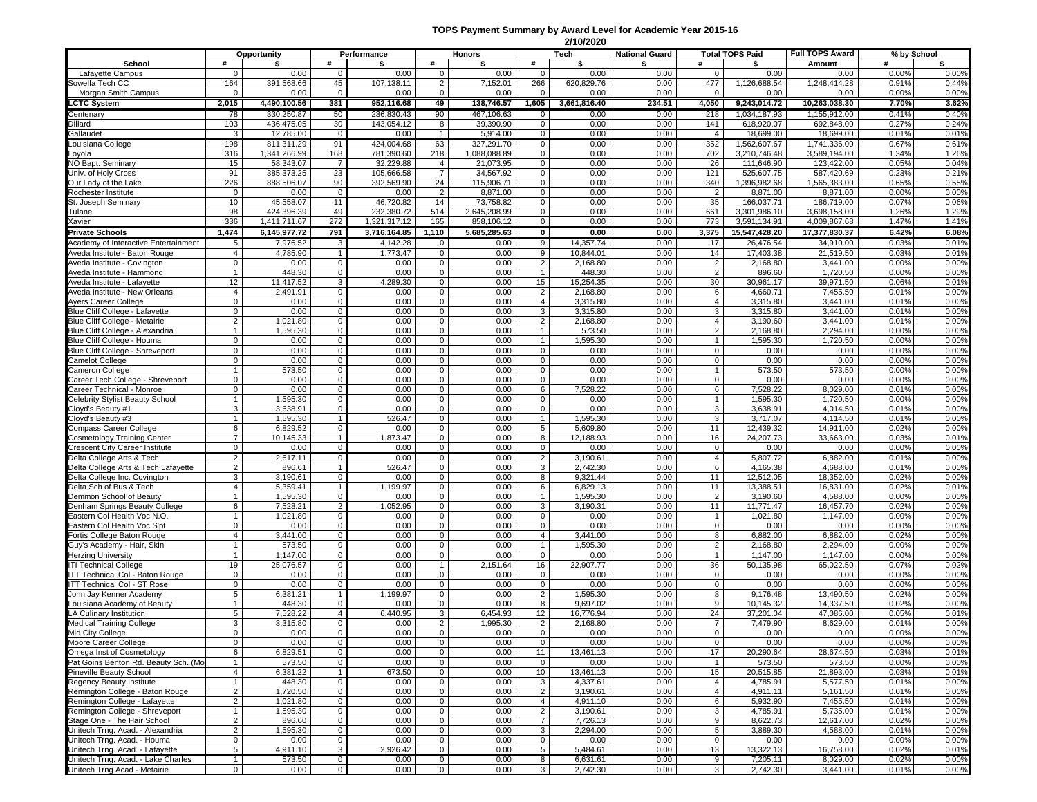# TOPS Payment Summary by Award Level for Academic Year 2015-16

2/10/2020

| School | Opportunity | | Performance | | Honors | | Tech | | National Guard | Total TOPS Paid | | Full TOPS Award | % by School | |
|---|---|---|---|---|---|---|---|---|---|---|---|---|---|---|
| | # | $ | # | $ | # | $ | # | $ | $ | # | $ | Amount | # | $ |
| Lafayette Campus | 0 | 0.00 | 0 | 0.00 | 0 | 0.00 | 0 | 0.00 | 0.00 | 0 | 0.00 | 0.00 | 0.00% | 0.00% |
| Sowela Tech CC | 164 | 391,568.66 | 45 | 107,138.11 | 2 | 7,152.01 | 266 | 620,829.76 | 0.00 | 477 | 1,126,688.54 | 1,248,414.28 | 0.91% | 0.44% |
| Morgan Smith Campus | 0 | 0.00 | 0 | 0.00 | 0 | 0.00 | 0 | 0.00 | 0.00 | 0 | 0.00 | 0.00 | 0.00% | 0.00% |
| **LCTC System** | **2,015** | **4,490,100.56** | **381** | **952,116.68** | **49** | **138,746.57** | **1,605** | **3,661,816.40** | **234.51** | **4,050** | **9,243,014.72** | **10,263,038.30** | **7.70%** | **3.62%** |
| Centenary | 78 | 330,250.87 | 50 | 236,830.43 | 90 | 467,106.63 | 0 | 0.00 | 0.00 | 218 | 1,034,187.93 | 1,155,912.00 | 0.41% | 0.40% |
| Dillard | 103 | 436,475.05 | 30 | 143,054.12 | 8 | 39,390.90 | 0 | 0.00 | 0.00 | 141 | 618,920.07 | 692,848.00 | 0.27% | 0.24% |
| Gallaudet | 3 | 12,785.00 | 0 | 0.00 | 1 | 5,914.00 | 0 | 0.00 | 0.00 | 4 | 18,699.00 | 18,699.00 | 0.01% | 0.01% |
| Louisiana College | 198 | 811,311.29 | 91 | 424,004.68 | 63 | 327,291.70 | 0 | 0.00 | 0.00 | 352 | 1,562,607.67 | 1,741,336.00 | 0.67% | 0.61% |
| Loyola | 316 | 1,341,266.99 | 168 | 781,390.60 | 218 | 1,088,088.89 | 0 | 0.00 | 0.00 | 702 | 3,210,746.48 | 3,589,194.00 | 1.34% | 1.26% |
| NO Bapt. Seminary | 15 | 58,343.07 | 7 | 32,229.88 | 4 | 21,073.95 | 0 | 0.00 | 0.00 | 26 | 111,646.90 | 123,422.00 | 0.05% | 0.04% |
| Univ. of Holy Cross | 91 | 385,373.25 | 23 | 105,666.58 | 7 | 34,567.92 | 0 | 0.00 | 0.00 | 121 | 525,607.75 | 587,420.69 | 0.23% | 0.21% |
| Our Lady of the Lake | 226 | 888,506.07 | 90 | 392,569.90 | 24 | 115,906.71 | 0 | 0.00 | 0.00 | 340 | 1,396,982.68 | 1,565,383.00 | 0.65% | 0.55% |
| Rochester Institute | 0 | 0.00 | 0 | 0.00 | 2 | 8,871.00 | 0 | 0.00 | 0.00 | 2 | 8,871.00 | 8,871.00 | 0.00% | 0.00% |
| St. Joseph Seminary | 10 | 45,558.07 | 11 | 46,720.82 | 14 | 73,758.82 | 0 | 0.00 | 0.00 | 35 | 166,037.71 | 186,719.00 | 0.07% | 0.06% |
| Tulane | 98 | 424,396.39 | 49 | 232,380.72 | 514 | 2,645,208.99 | 0 | 0.00 | 0.00 | 661 | 3,301,986.10 | 3,698,158.00 | 1.26% | 1.29% |
| Xavier | 336 | 1,411,711.67 | 272 | 1,321,317.12 | 165 | 858,106.12 | 0 | 0.00 | 0.00 | 773 | 3,591,134.91 | 4,009,867.68 | 1.47% | 1.41% |
| **Private Schools** | **1,474** | **6,145,977.72** | **791** | **3,716,164.85** | **1,110** | **5,685,285.63** | **0** | **0.00** | **0.00** | **3,375** | **15,547,428.20** | **17,377,830.37** | **6.42%** | **6.08%** |
| Academy of Interactive Entertainment | 5 | 7,976.52 | 3 | 4,142.28 | 0 | 0.00 | 9 | 14,357.74 | 0.00 | 17 | 26,476.54 | 34,910.00 | 0.03% | 0.01% |
| Aveda Institute - Baton Rouge | 4 | 4,785.90 | 1 | 1,773.47 | 0 | 0.00 | 9 | 10,844.01 | 0.00 | 14 | 17,403.38 | 21,519.50 | 0.03% | 0.01% |
| Aveda Institute - Covington | 0 | 0.00 | 0 | 0.00 | 0 | 0.00 | 2 | 2,168.80 | 0.00 | 2 | 2,168.80 | 3,441.00 | 0.00% | 0.00% |
| Aveda Institute - Hammond | 1 | 448.30 | 0 | 0.00 | 0 | 0.00 | 1 | 448.30 | 0.00 | 2 | 896.60 | 1,720.50 | 0.00% | 0.00% |
| Aveda Institute - Lafayette | 12 | 11,417.52 | 3 | 4,289.30 | 0 | 0.00 | 15 | 15,254.35 | 0.00 | 30 | 30,961.17 | 39,971.50 | 0.06% | 0.01% |
| Aveda Institute - New Orleans | 4 | 2,491.91 | 0 | 0.00 | 0 | 0.00 | 2 | 2,168.80 | 0.00 | 6 | 4,660.71 | 7,455.50 | 0.01% | 0.00% |
| Ayers Career College | 0 | 0.00 | 0 | 0.00 | 0 | 0.00 | 4 | 3,315.80 | 0.00 | 4 | 3,315.80 | 3,441.00 | 0.01% | 0.00% |
| Blue Cliff College - Lafayette | 0 | 0.00 | 0 | 0.00 | 0 | 0.00 | 3 | 3,315.80 | 0.00 | 3 | 3,315.80 | 3,441.00 | 0.01% | 0.00% |
| Blue Cliff College - Metairie | 2 | 1,021.80 | 0 | 0.00 | 0 | 0.00 | 2 | 2,168.80 | 0.00 | 4 | 3,190.60 | 3,441.00 | 0.01% | 0.00% |
| Blue Cliff College - Alexandria | 1 | 1,595.30 | 0 | 0.00 | 0 | 0.00 | 1 | 573.50 | 0.00 | 2 | 2,168.80 | 2,294.00 | 0.00% | 0.00% |
| Blue Cliff College - Houma | 0 | 0.00 | 0 | 0.00 | 0 | 0.00 | 1 | 1,595.30 | 0.00 | 1 | 1,595.30 | 1,720.50 | 0.00% | 0.00% |
| Blue Cliff College - Shreveport | 0 | 0.00 | 0 | 0.00 | 0 | 0.00 | 0 | 0.00 | 0.00 | 0 | 0.00 | 0.00 | 0.00% | 0.00% |
| Camelot College | 0 | 0.00 | 0 | 0.00 | 0 | 0.00 | 0 | 0.00 | 0.00 | 0 | 0.00 | 0.00 | 0.00% | 0.00% |
| Cameron College | 1 | 573.50 | 0 | 0.00 | 0 | 0.00 | 0 | 0.00 | 0.00 | 1 | 573.50 | 573.50 | 0.00% | 0.00% |
| Career Tech College - Shreveport | 0 | 0.00 | 0 | 0.00 | 0 | 0.00 | 0 | 0.00 | 0.00 | 0 | 0.00 | 0.00 | 0.00% | 0.00% |
| Career Technical - Monroe | 0 | 0.00 | 0 | 0.00 | 0 | 0.00 | 6 | 7,528.22 | 0.00 | 6 | 7,528.22 | 8,029.00 | 0.01% | 0.00% |
| Celebrity Stylist Beauty School | 1 | 1,595.30 | 0 | 0.00 | 0 | 0.00 | 0 | 0.00 | 0.00 | 1 | 1,595.30 | 1,720.50 | 0.00% | 0.00% |
| Cloyd's Beauty #1 | 3 | 3,638.91 | 0 | 0.00 | 0 | 0.00 | 0 | 0.00 | 0.00 | 3 | 3,638.91 | 4,014.50 | 0.01% | 0.00% |
| Cloyd's Beauty #3 | 1 | 1,595.30 | 1 | 526.47 | 0 | 0.00 | 1 | 1,595.30 | 0.00 | 3 | 3,717.07 | 4,114.50 | 0.01% | 0.00% |
| Compass Career College | 6 | 6,829.52 | 0 | 0.00 | 0 | 0.00 | 5 | 5,609.80 | 0.00 | 11 | 12,439.32 | 14,911.00 | 0.02% | 0.00% |
| Cosmetology Training Center | 7 | 10,145.33 | 1 | 1,873.47 | 0 | 0.00 | 8 | 12,188.93 | 0.00 | 16 | 24,207.73 | 33,663.00 | 0.03% | 0.01% |
| Crescent City Career Institute | 0 | 0.00 | 0 | 0.00 | 0 | 0.00 | 0 | 0.00 | 0.00 | 0 | 0.00 | 0.00 | 0.00% | 0.00% |
| Delta College Arts & Tech | 2 | 2,617.11 | 0 | 0.00 | 0 | 0.00 | 2 | 3,190.61 | 0.00 | 4 | 5,807.72 | 6,882.00 | 0.01% | 0.00% |
| Delta College Arts & Tech Lafayette | 2 | 896.61 | 1 | 526.47 | 0 | 0.00 | 3 | 2,742.30 | 0.00 | 6 | 4,165.38 | 4,688.00 | 0.01% | 0.00% |
| Delta College Inc. Covington | 3 | 3,190.61 | 0 | 0.00 | 0 | 0.00 | 8 | 9,321.44 | 0.00 | 11 | 12,512.05 | 18,352.00 | 0.02% | 0.00% |
| Delta Sch of Bus & Tech | 4 | 5,359.41 | 1 | 1,199.97 | 0 | 0.00 | 6 | 6,829.13 | 0.00 | 11 | 13,388.51 | 16,831.00 | 0.02% | 0.01% |
| Demmon School of Beauty | 1 | 1,595.30 | 0 | 0.00 | 0 | 0.00 | 1 | 1,595.30 | 0.00 | 2 | 3,190.60 | 4,588.00 | 0.00% | 0.00% |
| Denham Springs Beauty College | 6 | 7,528.21 | 2 | 1,052.95 | 0 | 0.00 | 3 | 3,190.31 | 0.00 | 11 | 11,771.47 | 16,457.70 | 0.02% | 0.00% |
| Eastern Col Health Voc N.O. | 1 | 1,021.80 | 0 | 0.00 | 0 | 0.00 | 0 | 0.00 | 0.00 | 1 | 1,021.80 | 1,147.00 | 0.00% | 0.00% |
| Eastern Col Health Voc S'pt | 0 | 0.00 | 0 | 0.00 | 0 | 0.00 | 0 | 0.00 | 0.00 | 0 | 0.00 | 0.00 | 0.00% | 0.00% |
| Fortis College Baton Rouge | 4 | 3,441.00 | 0 | 0.00 | 0 | 0.00 | 4 | 3,441.00 | 0.00 | 8 | 6,882.00 | 6,882.00 | 0.02% | 0.00% |
| Guy's Academy - Hair, Skin | 1 | 573.50 | 0 | 0.00 | 0 | 0.00 | 1 | 1,595.30 | 0.00 | 2 | 2,168.80 | 2,294.00 | 0.00% | 0.00% |
| Herzing University | 1 | 1,147.00 | 0 | 0.00 | 0 | 0.00 | 0 | 0.00 | 0.00 | 1 | 1,147.00 | 1,147.00 | 0.00% | 0.00% |
| ITI Technical College | 19 | 25,076.57 | 0 | 0.00 | 1 | 2,151.64 | 16 | 22,907.77 | 0.00 | 36 | 50,135.98 | 65,022.50 | 0.07% | 0.02% |
| ITT Technical Col - Baton Rouge | 0 | 0.00 | 0 | 0.00 | 0 | 0.00 | 0 | 0.00 | 0.00 | 0 | 0.00 | 0.00 | 0.00% | 0.00% |
| ITT Technical Col - ST Rose | 0 | 0.00 | 0 | 0.00 | 0 | 0.00 | 0 | 0.00 | 0.00 | 0 | 0.00 | 0.00 | 0.00% | 0.00% |
| John Jay Kenner Academy | 5 | 6,381.21 | 1 | 1,199.97 | 0 | 0.00 | 2 | 1,595.30 | 0.00 | 8 | 9,176.48 | 13,490.50 | 0.02% | 0.00% |
| Louisiana Academy of Beauty | 1 | 448.30 | 0 | 0.00 | 0 | 0.00 | 8 | 9,697.02 | 0.00 | 9 | 10,145.32 | 14,337.50 | 0.02% | 0.00% |
| LA Culinary Institution | 5 | 7,528.22 | 4 | 6,440.95 | 3 | 6,454.93 | 12 | 16,776.94 | 0.00 | 24 | 37,201.04 | 47,086.00 | 0.05% | 0.01% |
| Medical Training College | 3 | 3,315.80 | 0 | 0.00 | 2 | 1,995.30 | 2 | 2,168.80 | 0.00 | 7 | 7,479.90 | 8,629.00 | 0.01% | 0.00% |
| Mid City College | 0 | 0.00 | 0 | 0.00 | 0 | 0.00 | 0 | 0.00 | 0.00 | 0 | 0.00 | 0.00 | 0.00% | 0.00% |
| Moore Career College | 0 | 0.00 | 0 | 0.00 | 0 | 0.00 | 0 | 0.00 | 0.00 | 0 | 0.00 | 0.00 | 0.00% | 0.00% |
| Omega Inst of Cosmetology | 6 | 6,829.51 | 0 | 0.00 | 0 | 0.00 | 11 | 13,461.13 | 0.00 | 17 | 20,290.64 | 28,674.50 | 0.03% | 0.01% |
| Pat Goins Benton Rd. Beauty Sch. (Mo | 1 | 573.50 | 0 | 0.00 | 0 | 0.00 | 0 | 0.00 | 0.00 | 1 | 573.50 | 573.50 | 0.00% | 0.00% |
| Pineville Beauty School | 4 | 6,381.22 | 1 | 673.50 | 0 | 0.00 | 10 | 13,461.13 | 0.00 | 15 | 20,515.85 | 21,893.00 | 0.03% | 0.01% |
| Regency Beauty Institute | 1 | 448.30 | 0 | 0.00 | 0 | 0.00 | 3 | 4,337.61 | 0.00 | 4 | 4,785.91 | 5,577.50 | 0.01% | 0.00% |
| Remington College - Baton Rouge | 2 | 1,720.50 | 0 | 0.00 | 0 | 0.00 | 2 | 3,190.61 | 0.00 | 4 | 4,911.11 | 5,161.50 | 0.01% | 0.00% |
| Remington College - Lafayette | 2 | 1,021.80 | 0 | 0.00 | 0 | 0.00 | 4 | 4,911.10 | 0.00 | 6 | 5,932.90 | 7,455.50 | 0.01% | 0.00% |
| Remington College - Shreveport | 1 | 1,595.30 | 0 | 0.00 | 0 | 0.00 | 2 | 3,190.61 | 0.00 | 3 | 4,785.91 | 5,735.00 | 0.01% | 0.00% |
| Stage One - The Hair School | 2 | 896.60 | 0 | 0.00 | 0 | 0.00 | 7 | 7,726.13 | 0.00 | 9 | 8,622.73 | 12,617.00 | 0.02% | 0.00% |
| Unitech Trng. Acad. - Alexandria | 2 | 1,595.30 | 0 | 0.00 | 0 | 0.00 | 3 | 2,294.00 | 0.00 | 5 | 3,889.30 | 4,588.00 | 0.01% | 0.00% |
| Unitech Trng. Acad. - Houma | 0 | 0.00 | 0 | 0.00 | 0 | 0.00 | 0 | 0.00 | 0.00 | 0 | 0.00 | 0.00 | 0.00% | 0.00% |
| Unitech Trng. Acad. - Lafayette | 5 | 4,911.10 | 3 | 2,926.42 | 0 | 0.00 | 5 | 5,484.61 | 0.00 | 13 | 13,322.13 | 16,758.00 | 0.02% | 0.01% |
| Unitech Trng. Acad. - Lake Charles | 1 | 573.50 | 0 | 0.00 | 0 | 0.00 | 8 | 6,631.61 | 0.00 | 9 | 7,205.11 | 8,029.00 | 0.02% | 0.00% |
| Unitech Trng Acad - Metairie | 0 | 0.00 | 0 | 0.00 | 0 | 0.00 | 3 | 2,742.30 | 0.00 | 3 | 2,742.30 | 3,441.00 | 0.01% | 0.00% |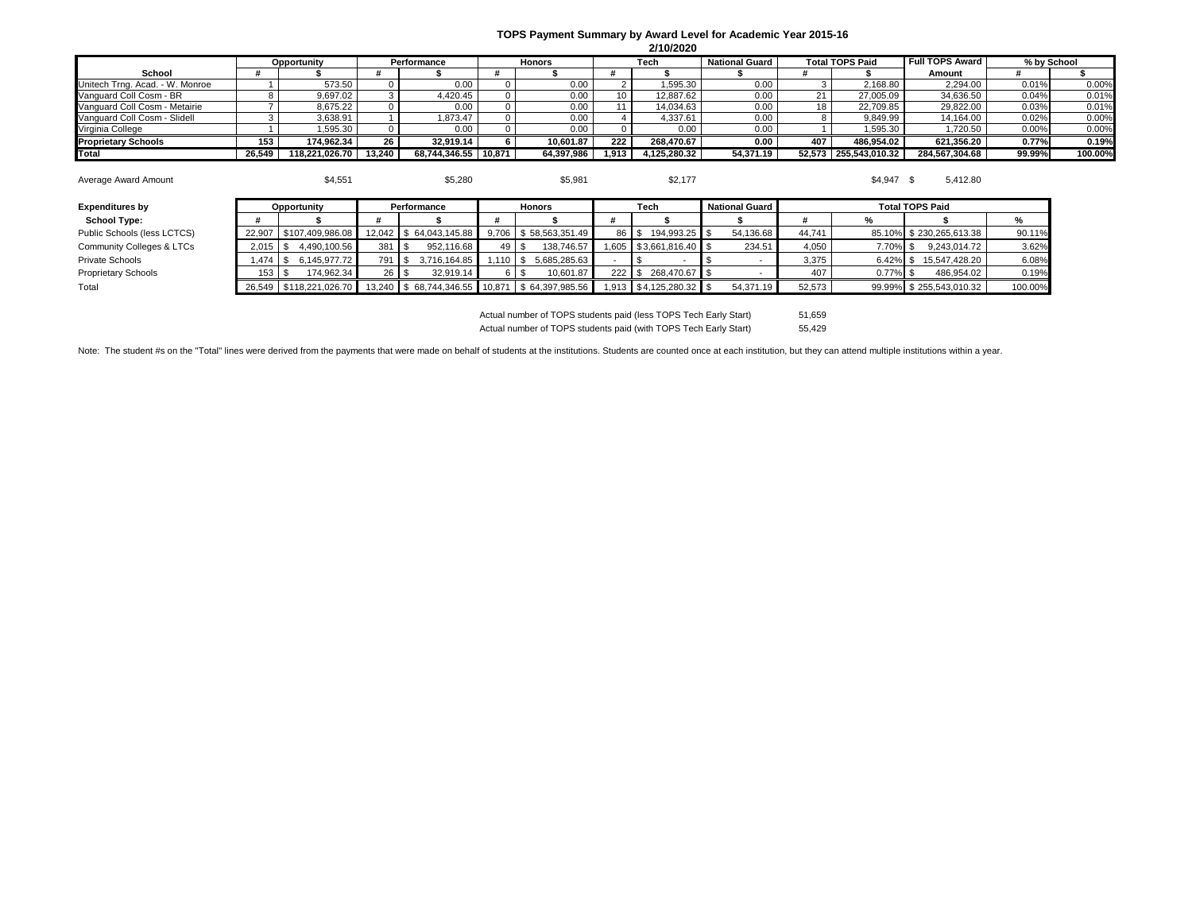**TOPS Payment Summary by Award Level for Academic Year 2015-16**
**2/10/2020**

| School | Opportunity | | Performance | | Honors | | Tech | | National Guard | Total TOPS Paid | | Full TOPS Award | % by School | |
|---|---|---|---|---|---|---|---|---|---|---|---|---|---|---|
| | # | $ | # | $ | # | $ | # | $ | $ | # | $ | Amount | # | $ |
| Unitech Trng. Acad. - W. Monroe | 1 | 573.50 | 0 | 0.00 | 0 | 0.00 | 2 | 1,595.30 | 0.00 | 3 | 2,168.80 | 2,294.00 | 0.01% | 0.00% |
| Vanguard Coll Cosm - BR | 8 | 9,697.02 | 3 | 4,420.45 | 0 | 0.00 | 10 | 12,887.62 | 0.00 | 21 | 27,005.09 | 34,636.50 | 0.04% | 0.01% |
| Vanguard Coll Cosm - Metairie | 7 | 8,675.22 | 0 | 0.00 | 0 | 0.00 | 11 | 14,034.63 | 0.00 | 18 | 22,709.85 | 29,822.00 | 0.03% | 0.01% |
| Vanguard Coll Cosm - Slidell | 3 | 3,638.91 | 1 | 1,873.47 | 0 | 0.00 | 4 | 4,337.61 | 0.00 | 8 | 9,849.99 | 14,164.00 | 0.02% | 0.00% |
| Virginia College | 1 | 1,595.30 | 0 | 0.00 | 0 | 0.00 | 0 | 0.00 | 0.00 | 1 | 1,595.30 | 1,720.50 | 0.00% | 0.00% |
| **Proprietary Schools** | **153** | **174,962.34** | **26** | **32,919.14** | **6** | **10,601.87** | **222** | **268,470.67** | **0.00** | **407** | **486,954.02** | **621,356.20** | **0.77%** | **0.19%** |
| **Total** | **26,549** | **118,221,026.70** | **13,240** | **68,744,346.55** | **10,871** | **64,397,986** | **1,913** | **4,125,280.32** | **54,371.19** | **52,573** | **255,543,010.32** | **284,567,304.68** | **99.99%** | **100.00%** |
| Average Award Amount | | $4,551 | | $5,280 | | $5,981 | | $2,177 | | | $4,947 | $ 5,412.80 | | |

| Expenditures by | Opportunity | | Performance | | Honors | | Tech | | National Guard | Total TOPS Paid | | | |
|---|---|---|---|---|---|---|---|---|---|---|---|---|---|
| **School Type:** | # | $ | # | $ | # | $ | # | $ | $ | # | % | $ | % |
| Public Schools (less LCTCS) | 22,907 | $107,409,986.08 | 12,042 | $ 64,043,145.88 | 9,706 | $ 58,563,351.49 | 86 | $ 194,993.25 | $ 54,136.68 | 44,741 | 85.10% | $ 230,265,613.38 | 90.11% |
| Community Colleges & LTCs | 2,015 | $ 4,490,100.56 | 381 | $ 952,116.68 | 49 | $ 138,746.57 | 1,605 | $3,661,816.40 | $ 234.51 | 4,050 | 7.70% | $ 9,243,014.72 | 3.62% |
| Private Schools | 1,474 | $ 6,145,977.72 | 791 | $ 3,716,164.85 | 1,110 | $ 5,685,285.63 | - | $ - | $ - | 3,375 | 6.42% | $ 15,547,428.20 | 6.08% |
| Proprietary Schools | 153 | $ 174,962.34 | 26 | $ 32,919.14 | 6 | $ 10,601.87 | 222 | $ 268,470.67 | $ - | 407 | 0.77% | $ 486,954.02 | 0.19% |
| Total | 26,549 | $118,221,026.70 | 13,240 | $ 68,744,346.55 | 10,871 | $ 64,397,985.56 | 1,913 | $4,125,280.32 | $ 54,371.19 | 52,573 | 99.99% | $ 255,543,010.32 | 100.00% |

Actual number of TOPS students paid (less TOPS Tech Early Start) 51,659

Actual number of TOPS students paid (with TOPS Tech Early Start) 55,429

Note: The student #s on the "Total" lines were derived from the payments that were made on behalf of students at the institutions. Students are counted once at each institution, but they can attend multiple institutions within a year.